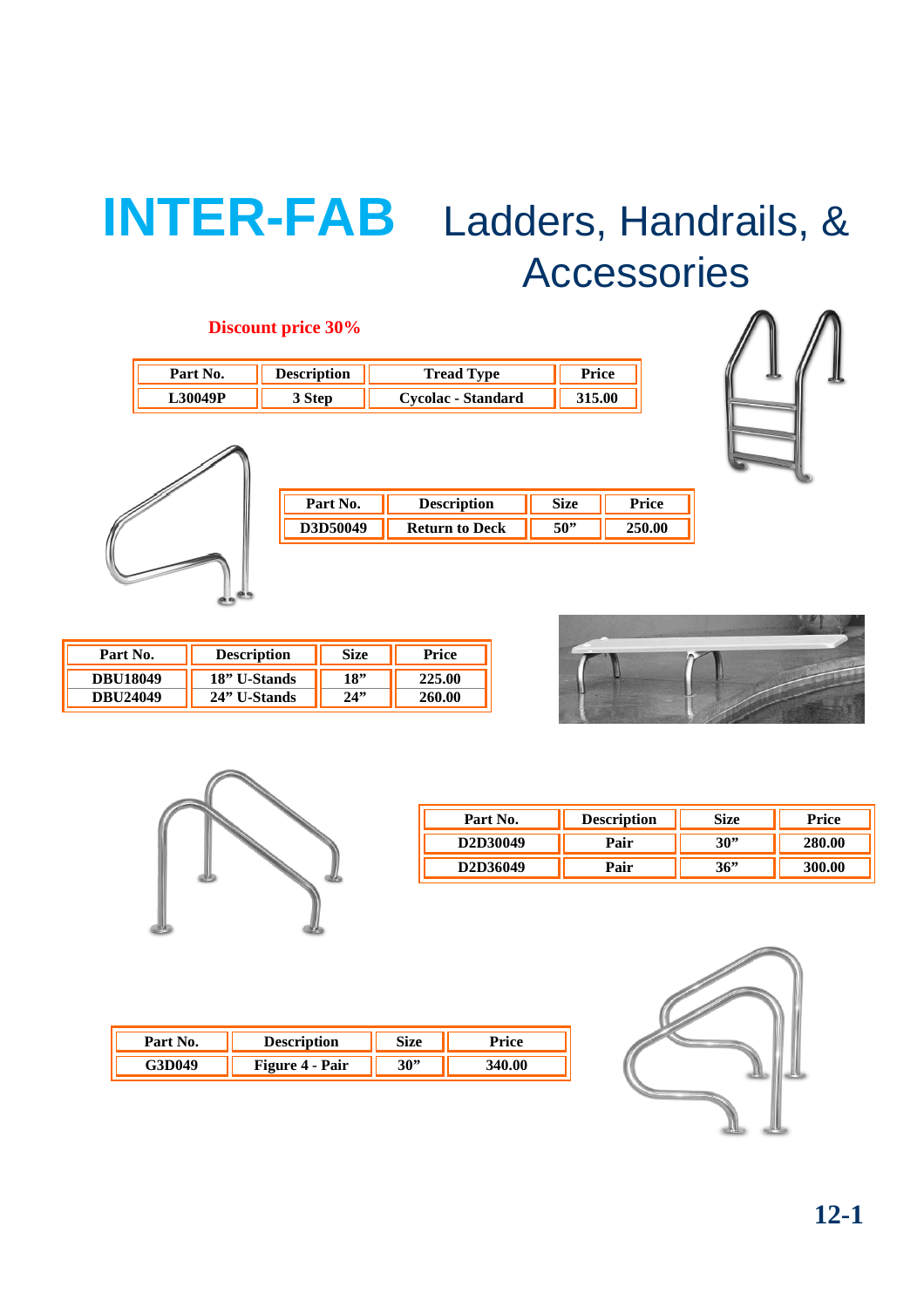# INTER-FAB Ladders, Handrails, & Accessories

**Discount price 30%**

| Part No. | Description | Tread Type | Price |
|---|---|---|---|
| L30049P | 3 Step | Cycolac - Standard | 315.00 |

| Part No. | Description | Size | Price |
|---|---|---|---|
| D3D50049 | Return to Deck | 50" | 250.00 |

| Part No. | Description | Size | Price |
|---|---|---|---|
| DBU18049 | 18" U-Stands | 18" | 225.00 |
| DBU24049 | 24" U-Stands | 24" | 260.00 |

| Part No. | Description | Size | Price |
|---|---|---|---|
| D2D30049 | Pair | 30" | 280.00 |
| D2D36049 | Pair | 36" | 300.00 |

| Part No. | Description | Size | Price |
|---|---|---|---|
| G3D049 | Figure 4 - Pair | 30" | 340.00 |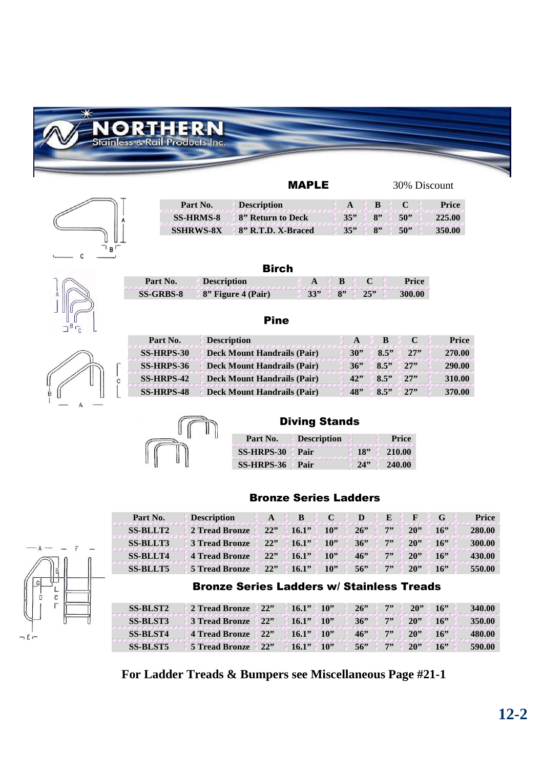# NORTHERN
Stainless & Rail Products Inc.

## MAPLE

30% Discount

| Part No. | Description | A | B | C | Price |
|---|---|---|---|---|---|
| SS-HRMS-8 | 8" Return to Deck | 35" | 8" | 50" | 225.00 |
| SSHRWS-8X | 8" R.T.D. X-Braced | 35" | 8" | 50" | 350.00 |

## Birch

| Part No. | Description | A | B | C | Price |
|---|---|---|---|---|---|
| SS-GRBS-8 | 8" Figure 4 (Pair) | 33" | 8" | 25" | 300.00 |

## Pine

| Part No. | Description | A | B | C | Price |
|---|---|---|---|---|---|
| SS-HRPS-30 | Deck Mount Handrails (Pair) | 30" | 8.5" | 27" | 270.00 |
| SS-HRPS-36 | Deck Mount Handrails (Pair) | 36" | 8.5" | 27" | 290.00 |
| SS-HRPS-42 | Deck Mount Handrails (Pair) | 42" | 8.5" | 27" | 310.00 |
| SS-HRPS-48 | Deck Mount Handrails (Pair) | 48" | 8.5" | 27" | 370.00 |

## Diving Stands

| Part No. | Description | | Price |
|---|---|---|---|
| SS-HRPS-30 | Pair | 18" | 210.00 |
| SS-HRPS-36 | Pair | 24" | 240.00 |

## Bronze Series Ladders

| Part No. | Description | A | B | C | D | E | F | G | Price |
|---|---|---|---|---|---|---|---|---|---|
| SS-BLLT2 | 2 Tread Bronze | 22" | 16.1" | 10" | 26" | 7" | 20" | 16" | 280.00 |
| SS-BLLT3 | 3 Tread Bronze | 22" | 16.1" | 10" | 36" | 7" | 20" | 16" | 300.00 |
| SS-BLLT4 | 4 Tread Bronze | 22" | 16.1" | 10" | 46" | 7" | 20" | 16" | 430.00 |
| SS-BLLT5 | 5 Tread Bronze | 22" | 16.1" | 10" | 56" | 7" | 20" | 16" | 550.00 |

## Bronze Series Ladders w/ Stainless Treads

| Part No. | Description | A | B | C | D | E | F | G | Price |
|---|---|---|---|---|---|---|---|---|---|
| SS-BLST2 | 2 Tread Bronze | 22" | 16.1" | 10" | 26" | 7" | 20" | 16" | 340.00 |
| SS-BLST3 | 3 Tread Bronze | 22" | 16.1" | 10" | 36" | 7" | 20" | 16" | 350.00 |
| SS-BLST4 | 4 Tread Bronze | 22" | 16.1" | 10" | 46" | 7" | 20" | 16" | 480.00 |
| SS-BLST5 | 5 Tread Bronze | 22" | 16.1" | 10" | 56" | 7" | 20" | 16" | 590.00 |

**For Ladder Treads & Bumpers see Miscellaneous Page #21-1**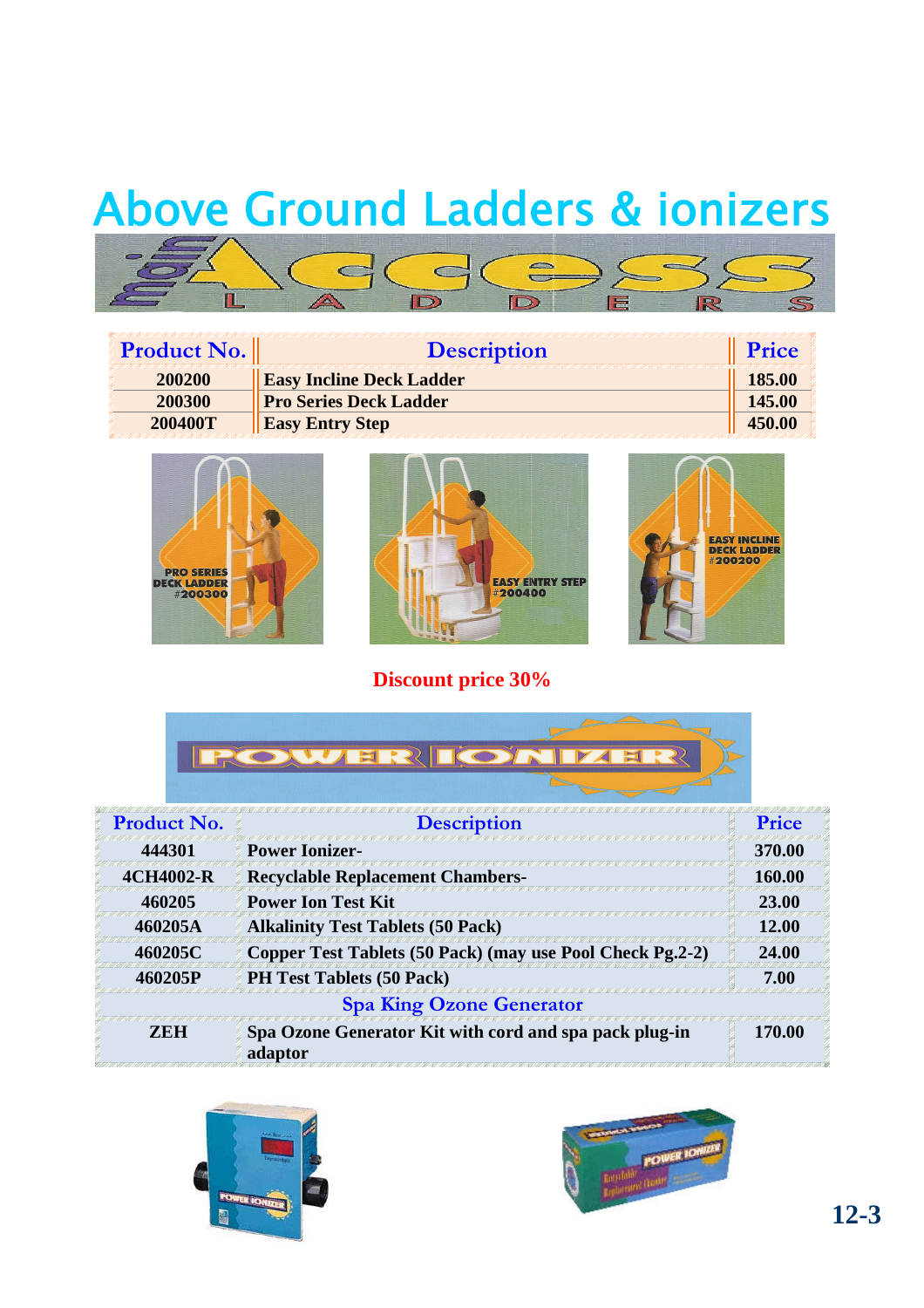# Above Ground Ladders & ionizers

| Product No. | Description | Price |
|---|---|---|
| 200200 | Easy Incline Deck Ladder | 185.00 |
| 200300 | Pro Series Deck Ladder | 145.00 |
| 200400T | Easy Entry Step | 450.00 |

**Discount price 30%**

| Product No. | Description | Price |
|---|---|---|
| 444301 | Power Ionizer- | 370.00 |
| 4CH4002-R | Recyclable Replacement Chambers- | 160.00 |
| 460205 | Power Ion Test Kit | 23.00 |
| 460205A | Alkalinity Test Tablets (50 Pack) | 12.00 |
| 460205C | Copper Test Tablets (50 Pack) (may use Pool Check Pg.2-2) | 24.00 |
| 460205P | PH Test Tablets (50 Pack) | 7.00 |
| | Spa King Ozone Generator | |
| ZEH | Spa Ozone Generator Kit with cord and spa pack plug-in adaptor | 170.00 |